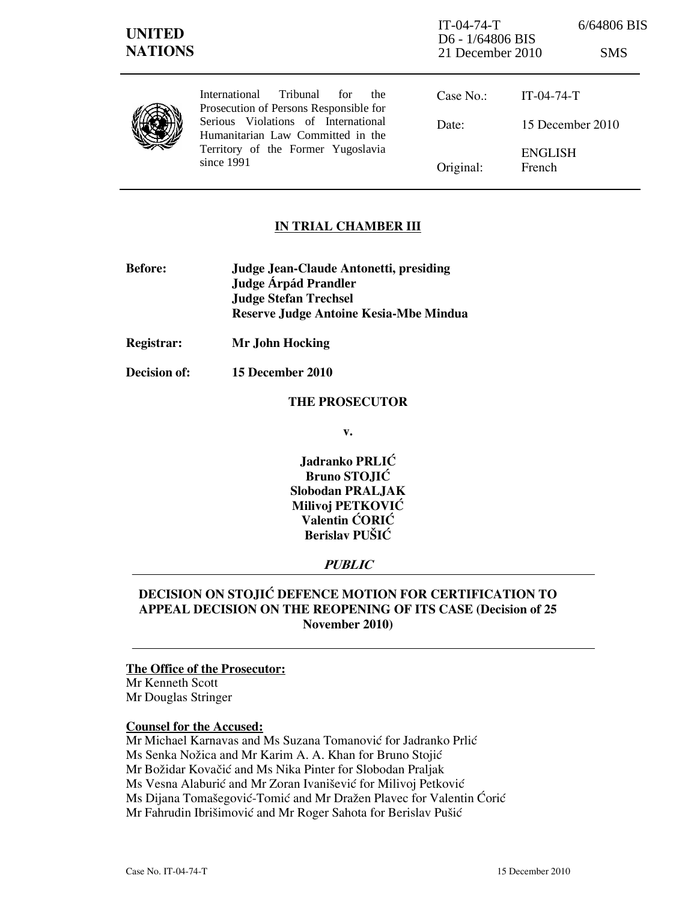UNITED NATIONS

IT-04-74-T 6/64806 BIS
D6 - 1/64806 BIS
21 December 2010 SMS

International Tribunal for the Prosecution of Persons Responsible for Serious Violations of International Humanitarian Law Committed in the Territory of the Former Yugoslavia since 1991

| | |
|---|---|
| Case No.: | IT-04-74-T |
| Date: | 15 December 2010 |
| Original: | ENGLISH French |

## IN TRIAL CHAMBER III

**Before:** **Judge Jean-Claude Antonetti, presiding**
**Judge Árpád Prandler**
**Judge Stefan Trechsel**
**Reserve Judge Antoine Kesia-Mbe Mindua**

**Registrar:** **Mr John Hocking**

**Decision of:** **15 December 2010**

**THE PROSECUTOR**

**v.**

**Jadranko PRLIĆ**
**Bruno STOJIĆ**
**Slobodan PRALJAK**
**Milivoj PETKOVIĆ**
**Valentin ĆORIĆ**
**Berislav PUŠIĆ**

***PUBLIC***

## DECISION ON STOJIĆ DEFENCE MOTION FOR CERTIFICATION TO APPEAL DECISION ON THE REOPENING OF ITS CASE (Decision of 25 November 2010)

**The Office of the Prosecutor:**
Mr Kenneth Scott
Mr Douglas Stringer

**Counsel for the Accused:**
Mr Michael Karnavas and Ms Suzana Tomanović for Jadranko Prlić
Ms Senka Nožica and Mr Karim A. A. Khan for Bruno Stojić
Mr Božidar Kovačić and Ms Nika Pinter for Slobodan Praljak
Ms Vesna Alaburić and Mr Zoran Ivanišević for Milivoj Petković
Ms Dijana Tomašegović-Tomić and Mr Dražen Plavec for Valentin Ćorić
Mr Fahrudin Ibrišimović and Mr Roger Sahota for Berislav Pušić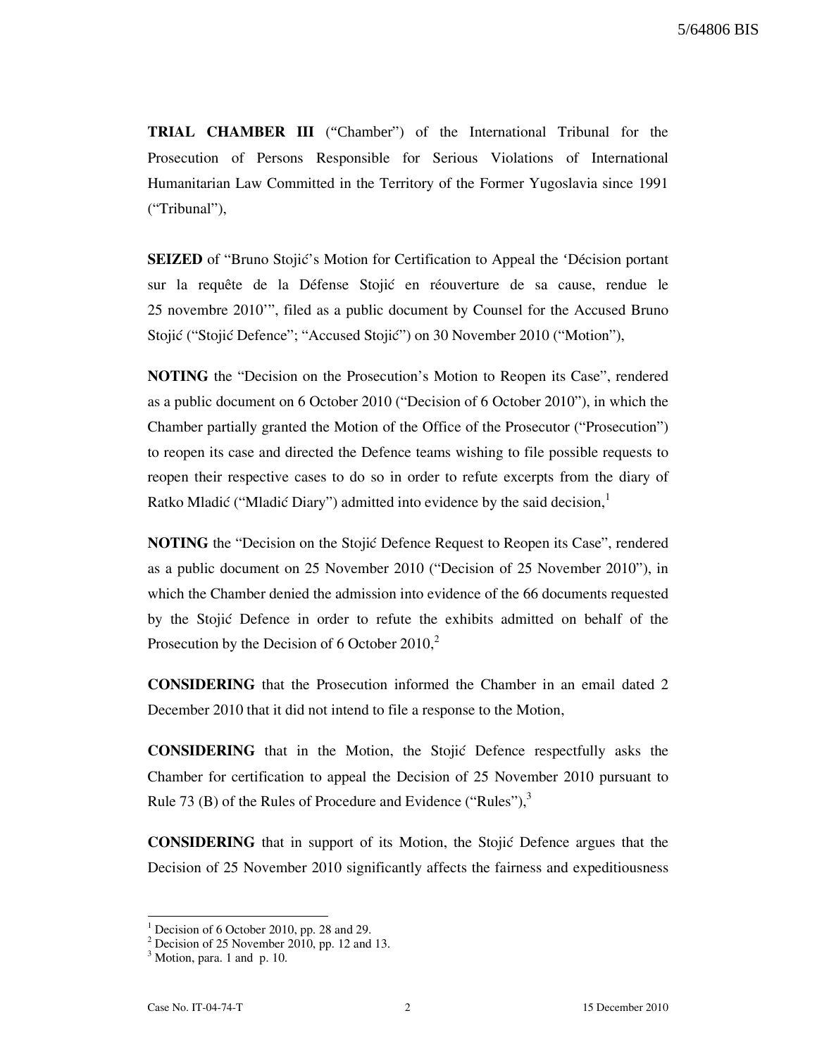**TRIAL CHAMBER III** ("Chamber") of the International Tribunal for the Prosecution of Persons Responsible for Serious Violations of International Humanitarian Law Committed in the Territory of the Former Yugoslavia since 1991 ("Tribunal"),

**SEIZED** of "Bruno Stojić's Motion for Certification to Appeal the 'Décision portant sur la requête de la Défense Stojić en réouverture de sa cause, rendue le 25 novembre 2010'", filed as a public document by Counsel for the Accused Bruno Stojić ("Stojić Defence"; "Accused Stojić") on 30 November 2010 ("Motion"),

**NOTING** the "Decision on the Prosecution's Motion to Reopen its Case", rendered as a public document on 6 October 2010 ("Decision of 6 October 2010"), in which the Chamber partially granted the Motion of the Office of the Prosecutor ("Prosecution") to reopen its case and directed the Defence teams wishing to file possible requests to reopen their respective cases to do so in order to refute excerpts from the diary of Ratko Mladić ("Mladić Diary") admitted into evidence by the said decision,[1]

**NOTING** the "Decision on the Stojić Defence Request to Reopen its Case", rendered as a public document on 25 November 2010 ("Decision of 25 November 2010"), in which the Chamber denied the admission into evidence of the 66 documents requested by the Stojić Defence in order to refute the exhibits admitted on behalf of the Prosecution by the Decision of 6 October 2010,[2]

**CONSIDERING** that the Prosecution informed the Chamber in an email dated 2 December 2010 that it did not intend to file a response to the Motion,

**CONSIDERING** that in the Motion, the Stojić Defence respectfully asks the Chamber for certification to appeal the Decision of 25 November 2010 pursuant to Rule 73 (B) of the Rules of Procedure and Evidence ("Rules"),[3]

**CONSIDERING** that in support of its Motion, the Stojić Defence argues that the Decision of 25 November 2010 significantly affects the fairness and expeditiousness

---

[1] Decision of 6 October 2010, pp. 28 and 29.

[2] Decision of 25 November 2010, pp. 12 and 13.

[3] Motion, para. 1 and p. 10.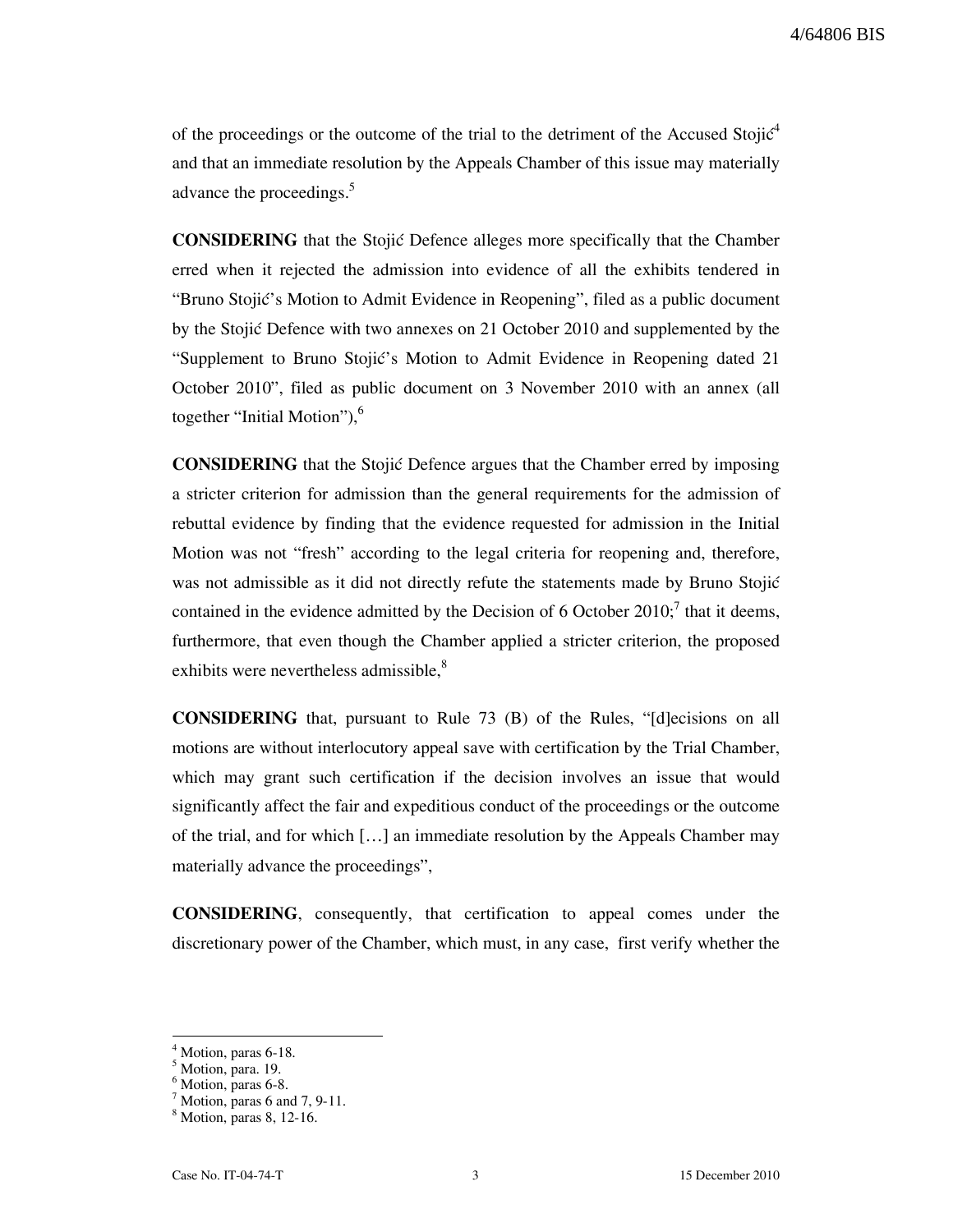of the proceedings or the outcome of the trial to the detriment of the Accused Stojić[4] and that an immediate resolution by the Appeals Chamber of this issue may materially advance the proceedings.[5]

**CONSIDERING** that the Stojić Defence alleges more specifically that the Chamber erred when it rejected the admission into evidence of all the exhibits tendered in "Bruno Stojić's Motion to Admit Evidence in Reopening", filed as a public document by the Stojić Defence with two annexes on 21 October 2010 and supplemented by the "Supplement to Bruno Stojić's Motion to Admit Evidence in Reopening dated 21 October 2010", filed as public document on 3 November 2010 with an annex (all together "Initial Motion"),[6]

**CONSIDERING** that the Stojić Defence argues that the Chamber erred by imposing a stricter criterion for admission than the general requirements for the admission of rebuttal evidence by finding that the evidence requested for admission in the Initial Motion was not "fresh" according to the legal criteria for reopening and, therefore, was not admissible as it did not directly refute the statements made by Bruno Stojić contained in the evidence admitted by the Decision of 6 October 2010;[7] that it deems, furthermore, that even though the Chamber applied a stricter criterion, the proposed exhibits were nevertheless admissible,[8]

**CONSIDERING** that, pursuant to Rule 73 (B) of the Rules, "[d]ecisions on all motions are without interlocutory appeal save with certification by the Trial Chamber, which may grant such certification if the decision involves an issue that would significantly affect the fair and expeditious conduct of the proceedings or the outcome of the trial, and for which […] an immediate resolution by the Appeals Chamber may materially advance the proceedings",

**CONSIDERING**, consequently, that certification to appeal comes under the discretionary power of the Chamber, which must, in any case, first verify whether the

---

[4] Motion, paras 6-18.
[5] Motion, para. 19.
[6] Motion, paras 6-8.
[7] Motion, paras 6 and 7, 9-11.
[8] Motion, paras 8, 12-16.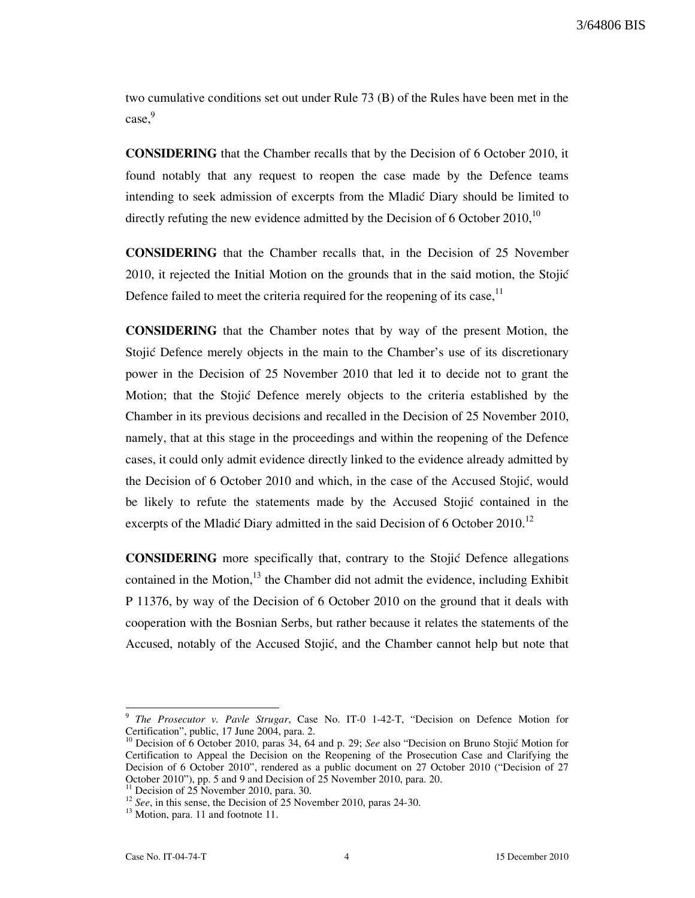two cumulative conditions set out under Rule 73 (B) of the Rules have been met in the case,[9]

**CONSIDERING** that the Chamber recalls that by the Decision of 6 October 2010, it found notably that any request to reopen the case made by the Defence teams intending to seek admission of excerpts from the Mladić Diary should be limited to directly refuting the new evidence admitted by the Decision of 6 October 2010,[10]

**CONSIDERING** that the Chamber recalls that, in the Decision of 25 November 2010, it rejected the Initial Motion on the grounds that in the said motion, the Stojić Defence failed to meet the criteria required for the reopening of its case,[11]

**CONSIDERING** that the Chamber notes that by way of the present Motion, the Stojić Defence merely objects in the main to the Chamber's use of its discretionary power in the Decision of 25 November 2010 that led it to decide not to grant the Motion; that the Stojić Defence merely objects to the criteria established by the Chamber in its previous decisions and recalled in the Decision of 25 November 2010, namely, that at this stage in the proceedings and within the reopening of the Defence cases, it could only admit evidence directly linked to the evidence already admitted by the Decision of 6 October 2010 and which, in the case of the Accused Stojić, would be likely to refute the statements made by the Accused Stojić contained in the excerpts of the Mladić Diary admitted in the said Decision of 6 October 2010.[12]

**CONSIDERING** more specifically that, contrary to the Stojić Defence allegations contained in the Motion,[13] the Chamber did not admit the evidence, including Exhibit P 11376, by way of the Decision of 6 October 2010 on the ground that it deals with cooperation with the Bosnian Serbs, but rather because it relates the statements of the Accused, notably of the Accused Stojić, and the Chamber cannot help but note that

---

[9] *The Prosecutor v. Pavle Strugar*, Case No. IT-0 1-42-T, "Decision on Defence Motion for Certification", public, 17 June 2004, para. 2.

[10] Decision of 6 October 2010, paras 34, 64 and p. 29; *See* also "Decision on Bruno Stojić Motion for Certification to Appeal the Decision on the Reopening of the Prosecution Case and Clarifying the Decision of 6 October 2010", rendered as a public document on 27 October 2010 ("Decision of 27 October 2010"), pp. 5 and 9 and Decision of 25 November 2010, para. 20.

[11] Decision of 25 November 2010, para. 30.

[12] *See*, in this sense, the Decision of 25 November 2010, paras 24-30.

[13] Motion, para. 11 and footnote 11.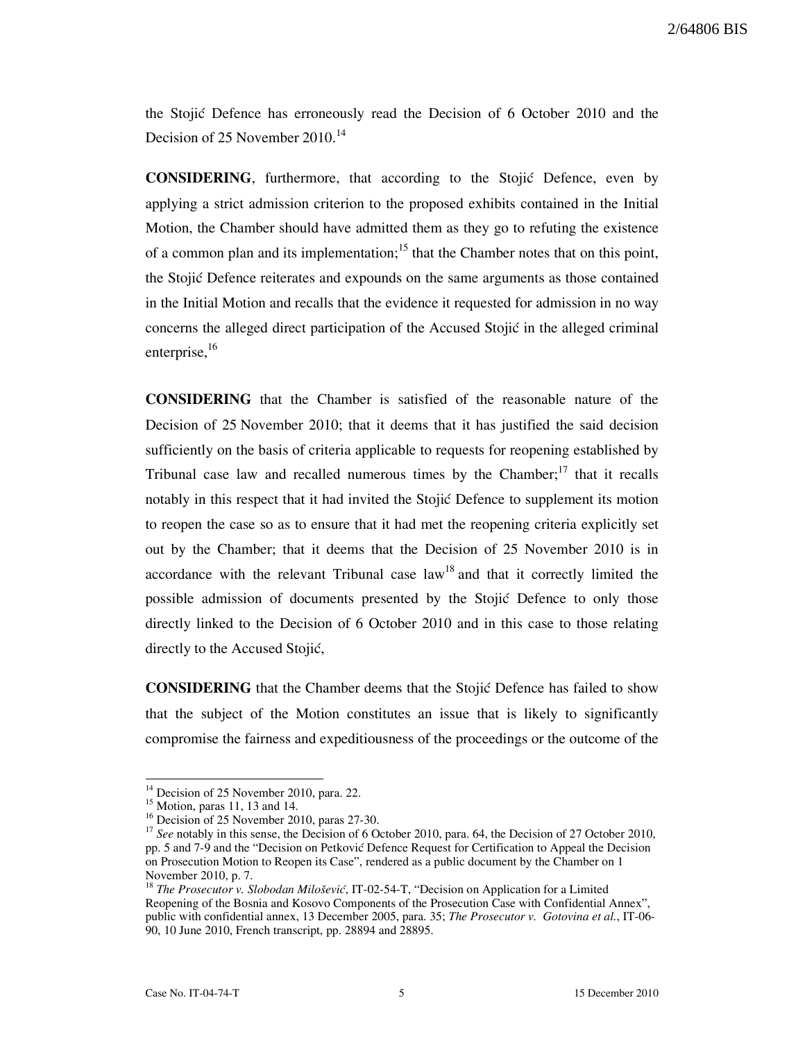the Stojić Defence has erroneously read the Decision of 6 October 2010 and the Decision of 25 November 2010.[14]

**CONSIDERING**, furthermore, that according to the Stojić Defence, even by applying a strict admission criterion to the proposed exhibits contained in the Initial Motion, the Chamber should have admitted them as they go to refuting the existence of a common plan and its implementation;[15] that the Chamber notes that on this point, the Stojić Defence reiterates and expounds on the same arguments as those contained in the Initial Motion and recalls that the evidence it requested for admission in no way concerns the alleged direct participation of the Accused Stojić in the alleged criminal enterprise,[16]

**CONSIDERING** that the Chamber is satisfied of the reasonable nature of the Decision of 25 November 2010; that it deems that it has justified the said decision sufficiently on the basis of criteria applicable to requests for reopening established by Tribunal case law and recalled numerous times by the Chamber;[17] that it recalls notably in this respect that it had invited the Stojić Defence to supplement its motion to reopen the case so as to ensure that it had met the reopening criteria explicitly set out by the Chamber; that it deems that the Decision of 25 November 2010 is in accordance with the relevant Tribunal case law[18] and that it correctly limited the possible admission of documents presented by the Stojić Defence to only those directly linked to the Decision of 6 October 2010 and in this case to those relating directly to the Accused Stojić,

**CONSIDERING** that the Chamber deems that the Stojić Defence has failed to show that the subject of the Motion constitutes an issue that is likely to significantly compromise the fairness and expeditiousness of the proceedings or the outcome of the

---

[14] Decision of 25 November 2010, para. 22.

[15] Motion, paras 11, 13 and 14.

[16] Decision of 25 November 2010, paras 27-30.

[17] *See* notably in this sense, the Decision of 6 October 2010, para. 64, the Decision of 27 October 2010, pp. 5 and 7-9 and the "Decision on Petković Defence Request for Certification to Appeal the Decision on Prosecution Motion to Reopen its Case", rendered as a public document by the Chamber on 1 November 2010, p. 7.

[18] *The Prosecutor v. Slobodan Milošević*, IT-02-54-T, "Decision on Application for a Limited Reopening of the Bosnia and Kosovo Components of the Prosecution Case with Confidential Annex", public with confidential annex, 13 December 2005, para. 35; *The Prosecutor v. Gotovina et al.*, IT-06-90, 10 June 2010, French transcript, pp. 28894 and 28895.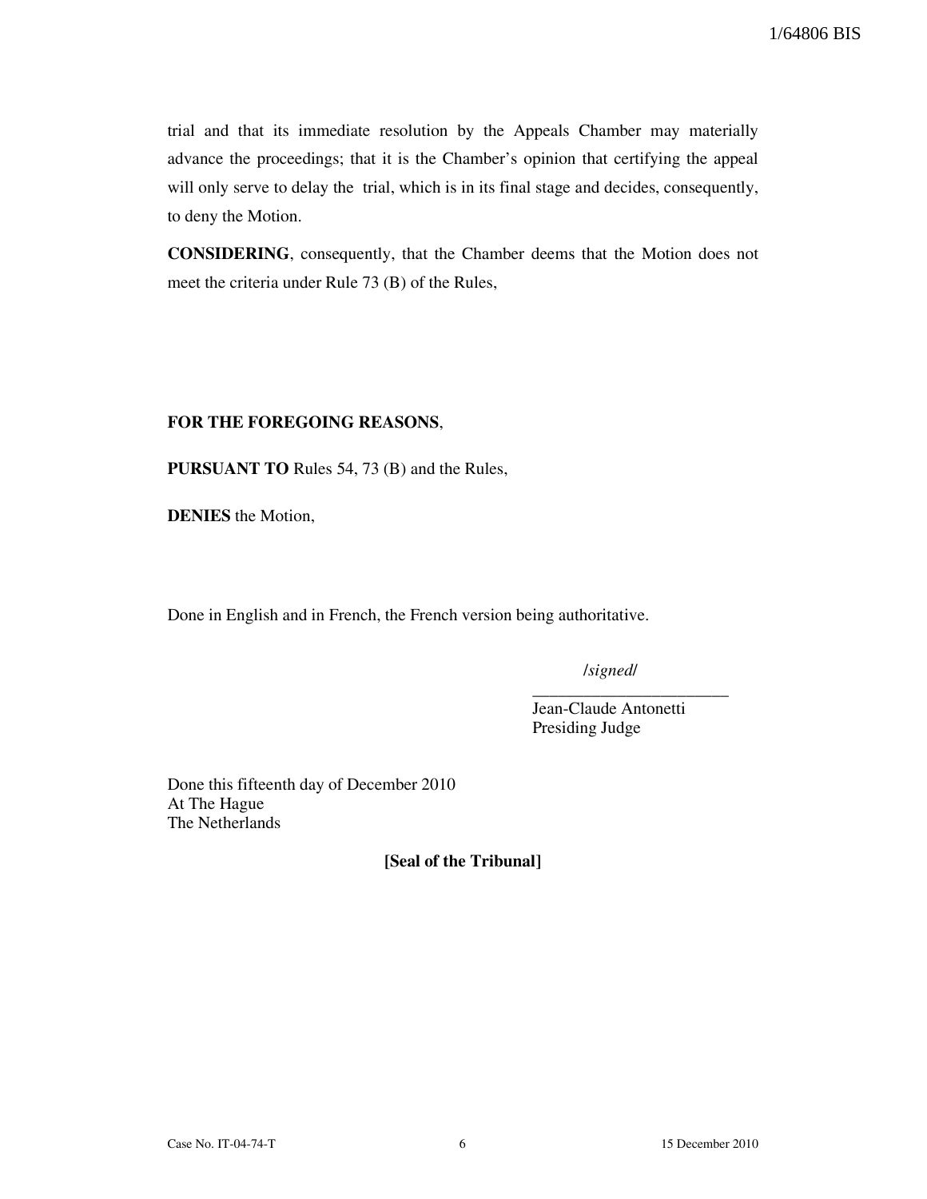trial and that its immediate resolution by the Appeals Chamber may materially advance the proceedings; that it is the Chamber's opinion that certifying the appeal will only serve to delay the trial, which is in its final stage and decides, consequently, to deny the Motion.

**CONSIDERING**, consequently, that the Chamber deems that the Motion does not meet the criteria under Rule 73 (B) of the Rules,

**FOR THE FOREGOING REASONS**,

**PURSUANT TO** Rules 54, 73 (B) and the Rules,

**DENIES** the Motion,

Done in English and in French, the French version being authoritative.

*/signed/*

_______________________

Jean-Claude Antonetti
Presiding Judge

Done this fifteenth day of December 2010
At The Hague
The Netherlands

**[Seal of the Tribunal]**